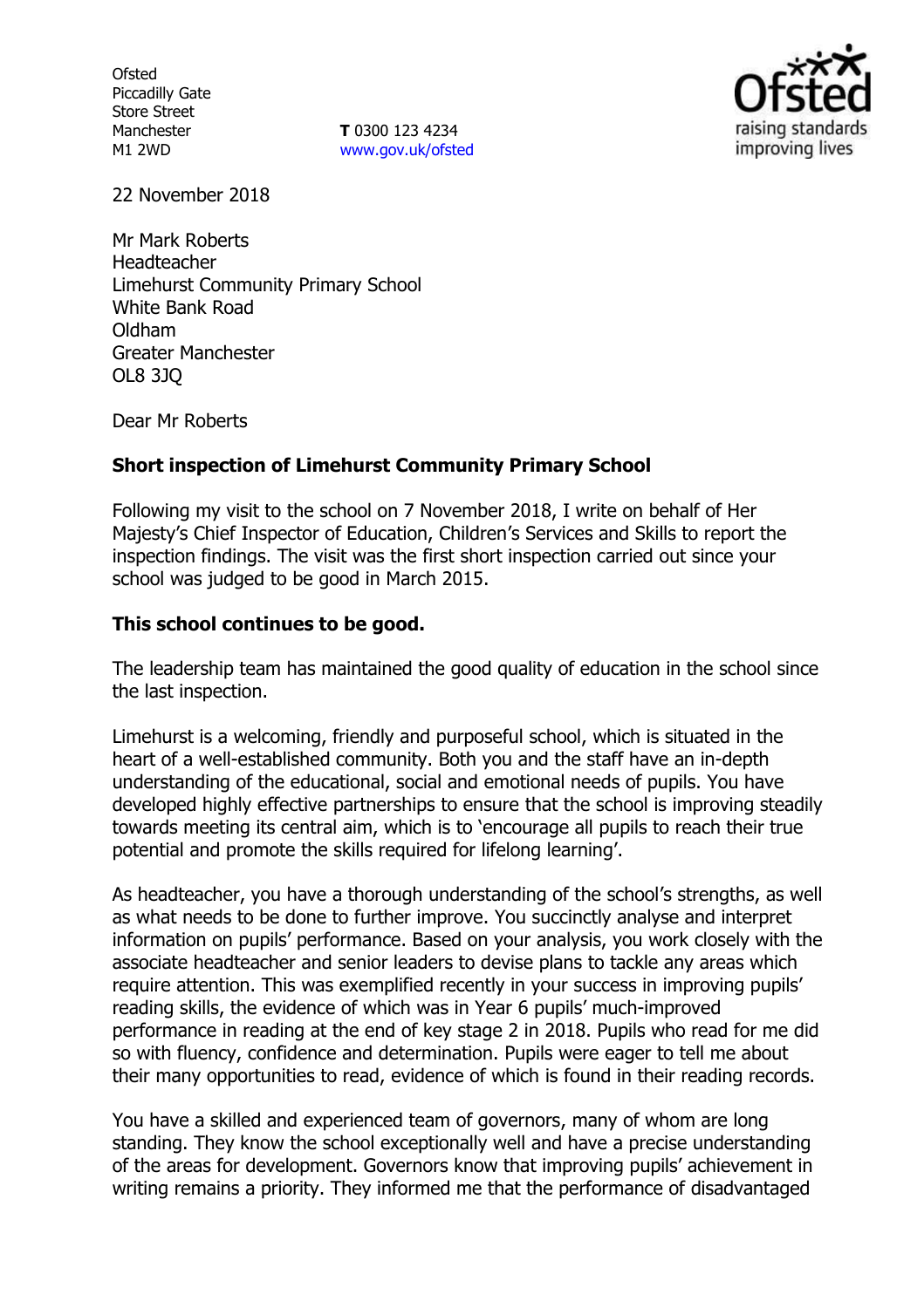Ofsted
Piccadilly Gate
Store Street
Manchester
M1 2WD

**T** 0300 123 4234
www.gov.uk/ofsted

22 November 2018

Mr Mark Roberts
Headteacher
Limehurst Community Primary School
White Bank Road
Oldham
Greater Manchester
OL8 3JQ

Dear Mr Roberts

**Short inspection of Limehurst Community Primary School**

Following my visit to the school on 7 November 2018, I write on behalf of Her Majesty's Chief Inspector of Education, Children's Services and Skills to report the inspection findings. The visit was the first short inspection carried out since your school was judged to be good in March 2015.

**This school continues to be good.**

The leadership team has maintained the good quality of education in the school since the last inspection.

Limehurst is a welcoming, friendly and purposeful school, which is situated in the heart of a well-established community. Both you and the staff have an in-depth understanding of the educational, social and emotional needs of pupils. You have developed highly effective partnerships to ensure that the school is improving steadily towards meeting its central aim, which is to 'encourage all pupils to reach their true potential and promote the skills required for lifelong learning'.

As headteacher, you have a thorough understanding of the school's strengths, as well as what needs to be done to further improve. You succinctly analyse and interpret information on pupils' performance. Based on your analysis, you work closely with the associate headteacher and senior leaders to devise plans to tackle any areas which require attention. This was exemplified recently in your success in improving pupils' reading skills, the evidence of which was in Year 6 pupils' much-improved performance in reading at the end of key stage 2 in 2018. Pupils who read for me did so with fluency, confidence and determination. Pupils were eager to tell me about their many opportunities to read, evidence of which is found in their reading records.

You have a skilled and experienced team of governors, many of whom are long standing. They know the school exceptionally well and have a precise understanding of the areas for development. Governors know that improving pupils' achievement in writing remains a priority. They informed me that the performance of disadvantaged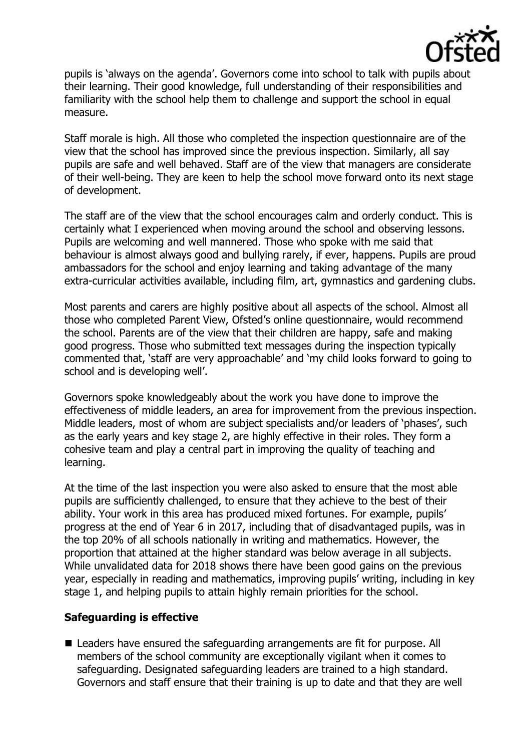pupils is 'always on the agenda'. Governors come into school to talk with pupils about their learning. Their good knowledge, full understanding of their responsibilities and familiarity with the school help them to challenge and support the school in equal measure.

Staff morale is high. All those who completed the inspection questionnaire are of the view that the school has improved since the previous inspection. Similarly, all say pupils are safe and well behaved. Staff are of the view that managers are considerate of their well-being. They are keen to help the school move forward onto its next stage of development.

The staff are of the view that the school encourages calm and orderly conduct. This is certainly what I experienced when moving around the school and observing lessons. Pupils are welcoming and well mannered. Those who spoke with me said that behaviour is almost always good and bullying rarely, if ever, happens. Pupils are proud ambassadors for the school and enjoy learning and taking advantage of the many extra-curricular activities available, including film, art, gymnastics and gardening clubs.

Most parents and carers are highly positive about all aspects of the school. Almost all those who completed Parent View, Ofsted's online questionnaire, would recommend the school. Parents are of the view that their children are happy, safe and making good progress. Those who submitted text messages during the inspection typically commented that, 'staff are very approachable' and 'my child looks forward to going to school and is developing well'.

Governors spoke knowledgeably about the work you have done to improve the effectiveness of middle leaders, an area for improvement from the previous inspection. Middle leaders, most of whom are subject specialists and/or leaders of 'phases', such as the early years and key stage 2, are highly effective in their roles. They form a cohesive team and play a central part in improving the quality of teaching and learning.

At the time of the last inspection you were also asked to ensure that the most able pupils are sufficiently challenged, to ensure that they achieve to the best of their ability. Your work in this area has produced mixed fortunes. For example, pupils' progress at the end of Year 6 in 2017, including that of disadvantaged pupils, was in the top 20% of all schools nationally in writing and mathematics. However, the proportion that attained at the higher standard was below average in all subjects. While unvalidated data for 2018 shows there have been good gains on the previous year, especially in reading and mathematics, improving pupils' writing, including in key stage 1, and helping pupils to attain highly remain priorities for the school.

## Safeguarding is effective

- Leaders have ensured the safeguarding arrangements are fit for purpose. All members of the school community are exceptionally vigilant when it comes to safeguarding. Designated safeguarding leaders are trained to a high standard. Governors and staff ensure that their training is up to date and that they are well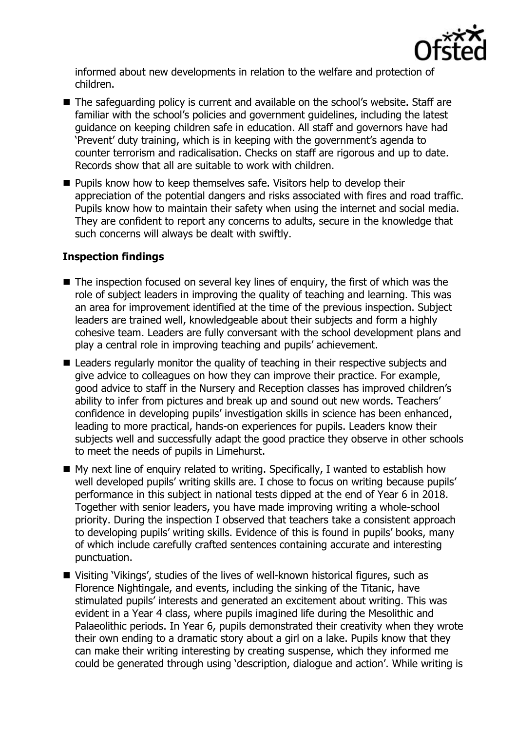informed about new developments in relation to the welfare and protection of children.

- The safeguarding policy is current and available on the school's website. Staff are familiar with the school's policies and government guidelines, including the latest guidance on keeping children safe in education. All staff and governors have had 'Prevent' duty training, which is in keeping with the government's agenda to counter terrorism and radicalisation. Checks on staff are rigorous and up to date. Records show that all are suitable to work with children.
- Pupils know how to keep themselves safe. Visitors help to develop their appreciation of the potential dangers and risks associated with fires and road traffic. Pupils know how to maintain their safety when using the internet and social media. They are confident to report any concerns to adults, secure in the knowledge that such concerns will always be dealt with swiftly.

### Inspection findings

- The inspection focused on several key lines of enquiry, the first of which was the role of subject leaders in improving the quality of teaching and learning. This was an area for improvement identified at the time of the previous inspection. Subject leaders are trained well, knowledgeable about their subjects and form a highly cohesive team. Leaders are fully conversant with the school development plans and play a central role in improving teaching and pupils' achievement.
- Leaders regularly monitor the quality of teaching in their respective subjects and give advice to colleagues on how they can improve their practice. For example, good advice to staff in the Nursery and Reception classes has improved children's ability to infer from pictures and break up and sound out new words. Teachers' confidence in developing pupils' investigation skills in science has been enhanced, leading to more practical, hands-on experiences for pupils. Leaders know their subjects well and successfully adapt the good practice they observe in other schools to meet the needs of pupils in Limehurst.
- My next line of enquiry related to writing. Specifically, I wanted to establish how well developed pupils' writing skills are. I chose to focus on writing because pupils' performance in this subject in national tests dipped at the end of Year 6 in 2018. Together with senior leaders, you have made improving writing a whole-school priority. During the inspection I observed that teachers take a consistent approach to developing pupils' writing skills. Evidence of this is found in pupils' books, many of which include carefully crafted sentences containing accurate and interesting punctuation.
- Visiting 'Vikings', studies of the lives of well-known historical figures, such as Florence Nightingale, and events, including the sinking of the Titanic, have stimulated pupils' interests and generated an excitement about writing. This was evident in a Year 4 class, where pupils imagined life during the Mesolithic and Palaeolithic periods. In Year 6, pupils demonstrated their creativity when they wrote their own ending to a dramatic story about a girl on a lake. Pupils know that they can make their writing interesting by creating suspense, which they informed me could be generated through using 'description, dialogue and action'. While writing is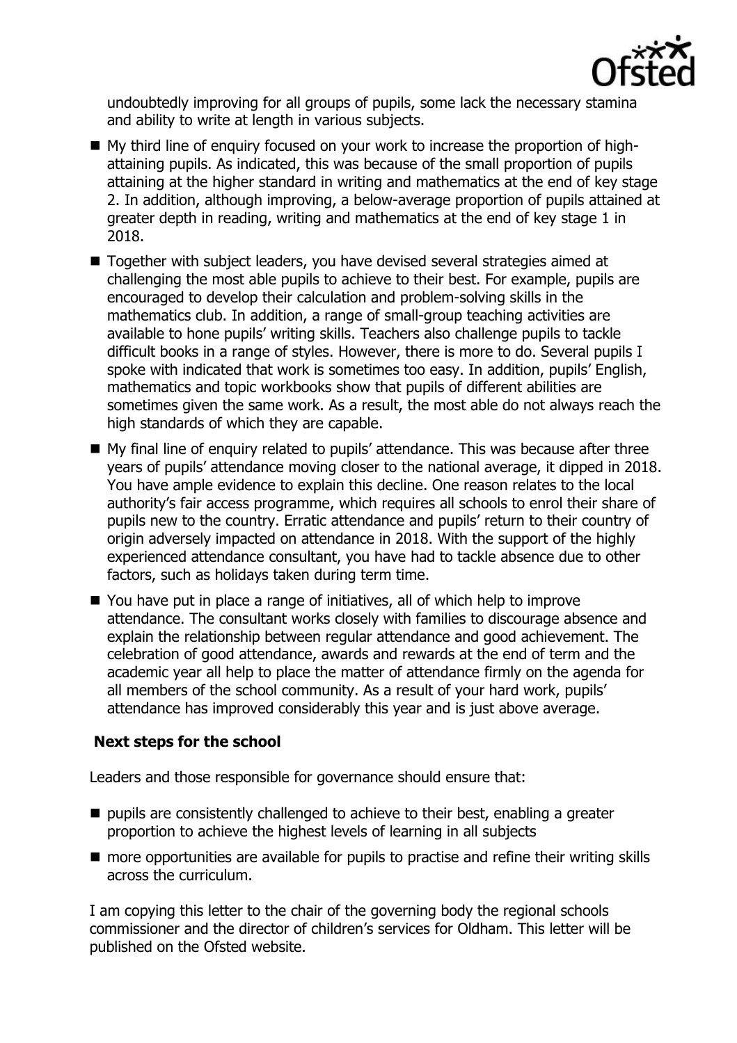undoubtedly improving for all groups of pupils, some lack the necessary stamina and ability to write at length in various subjects.

- My third line of enquiry focused on your work to increase the proportion of high-attaining pupils. As indicated, this was because of the small proportion of pupils attaining at the higher standard in writing and mathematics at the end of key stage 2. In addition, although improving, a below-average proportion of pupils attained at greater depth in reading, writing and mathematics at the end of key stage 1 in 2018.
- Together with subject leaders, you have devised several strategies aimed at challenging the most able pupils to achieve to their best. For example, pupils are encouraged to develop their calculation and problem-solving skills in the mathematics club. In addition, a range of small-group teaching activities are available to hone pupils' writing skills. Teachers also challenge pupils to tackle difficult books in a range of styles. However, there is more to do. Several pupils I spoke with indicated that work is sometimes too easy. In addition, pupils' English, mathematics and topic workbooks show that pupils of different abilities are sometimes given the same work. As a result, the most able do not always reach the high standards of which they are capable.
- My final line of enquiry related to pupils' attendance. This was because after three years of pupils' attendance moving closer to the national average, it dipped in 2018. You have ample evidence to explain this decline. One reason relates to the local authority's fair access programme, which requires all schools to enrol their share of pupils new to the country. Erratic attendance and pupils' return to their country of origin adversely impacted on attendance in 2018. With the support of the highly experienced attendance consultant, you have had to tackle absence due to other factors, such as holidays taken during term time.
- You have put in place a range of initiatives, all of which help to improve attendance. The consultant works closely with families to discourage absence and explain the relationship between regular attendance and good achievement. The celebration of good attendance, awards and rewards at the end of term and the academic year all help to place the matter of attendance firmly on the agenda for all members of the school community. As a result of your hard work, pupils' attendance has improved considerably this year and is just above average.

## Next steps for the school

Leaders and those responsible for governance should ensure that:

- pupils are consistently challenged to achieve to their best, enabling a greater proportion to achieve the highest levels of learning in all subjects
- more opportunities are available for pupils to practise and refine their writing skills across the curriculum.

I am copying this letter to the chair of the governing body the regional schools commissioner and the director of children's services for Oldham. This letter will be published on the Ofsted website.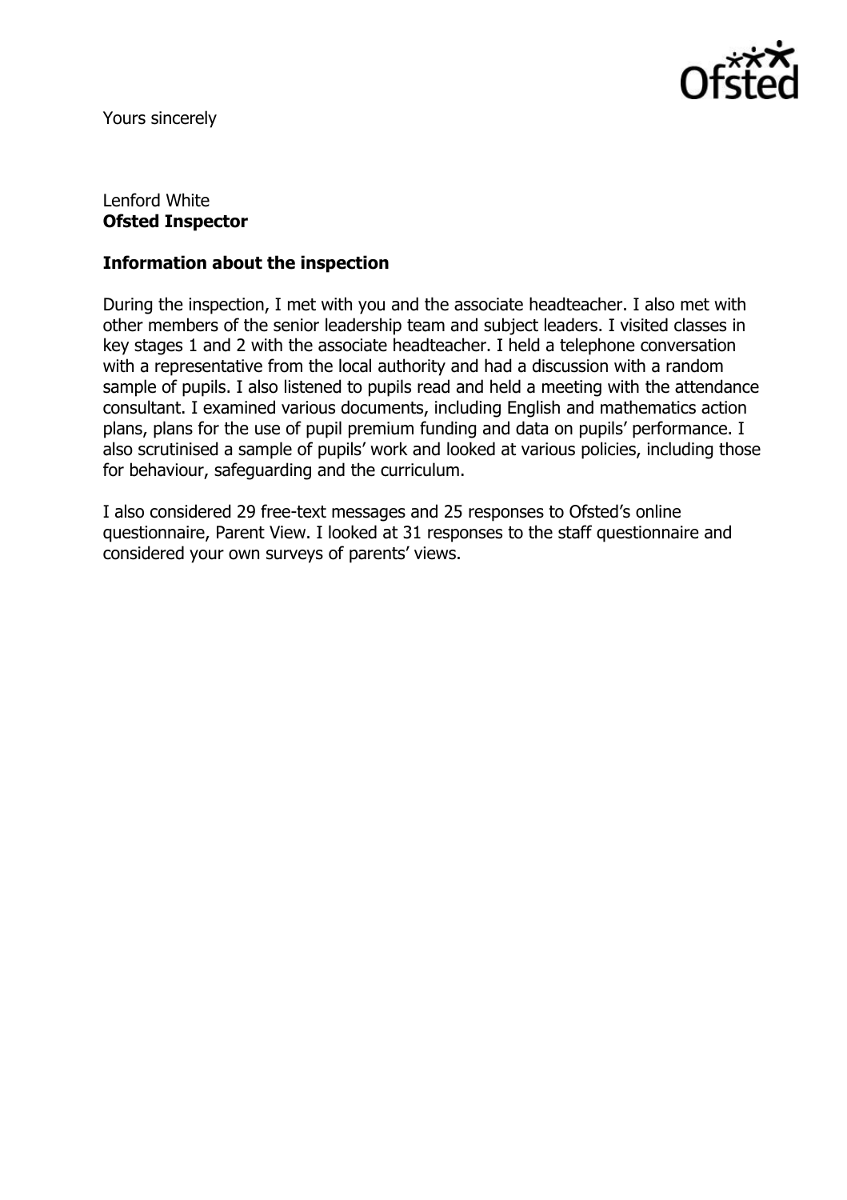Yours sincerely

Lenford White
**Ofsted Inspector**

## Information about the inspection

During the inspection, I met with you and the associate headteacher. I also met with other members of the senior leadership team and subject leaders. I visited classes in key stages 1 and 2 with the associate headteacher. I held a telephone conversation with a representative from the local authority and had a discussion with a random sample of pupils. I also listened to pupils read and held a meeting with the attendance consultant. I examined various documents, including English and mathematics action plans, plans for the use of pupil premium funding and data on pupils' performance. I also scrutinised a sample of pupils' work and looked at various policies, including those for behaviour, safeguarding and the curriculum.

I also considered 29 free-text messages and 25 responses to Ofsted's online questionnaire, Parent View. I looked at 31 responses to the staff questionnaire and considered your own surveys of parents' views.